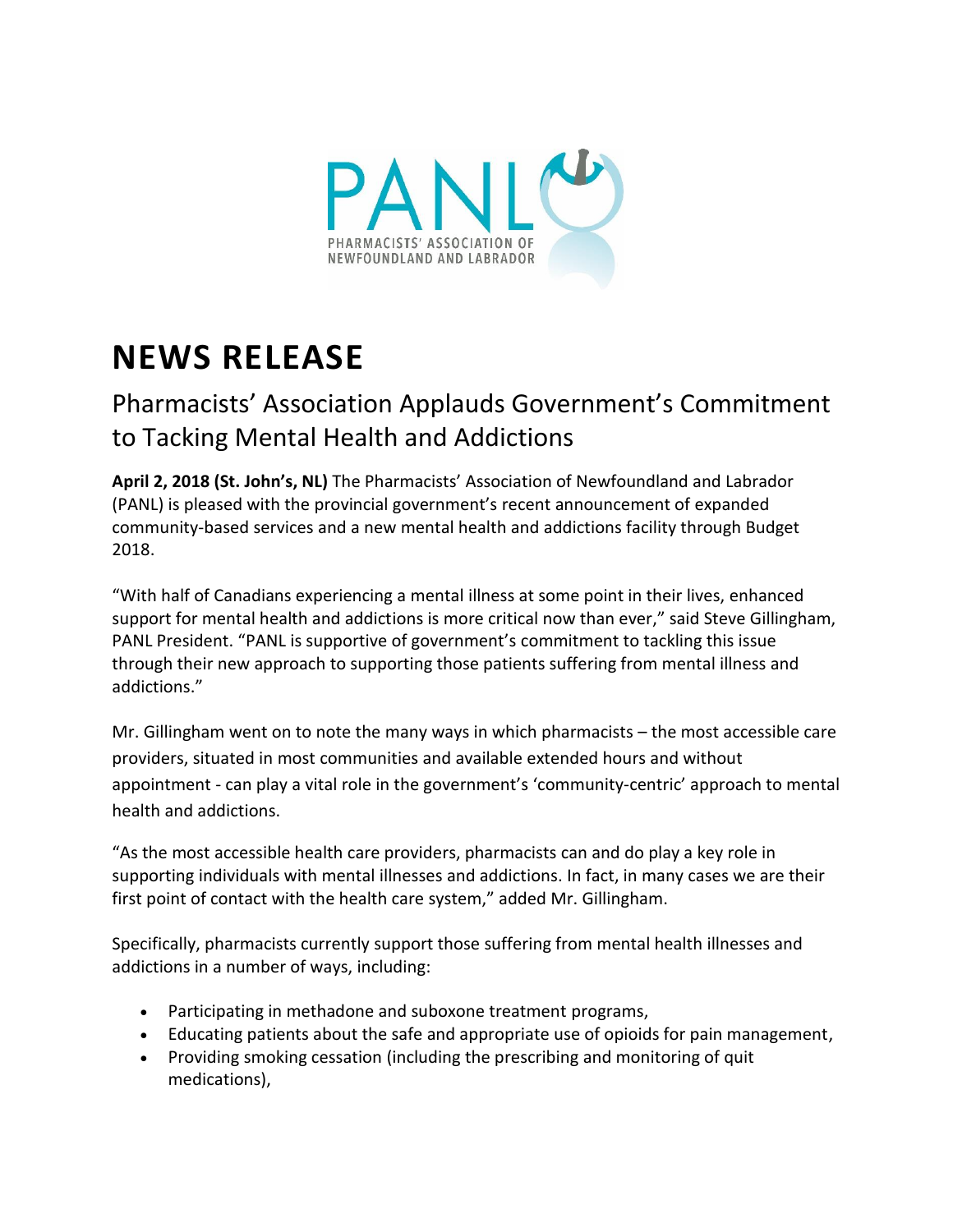PANL

PHARMACISTS' ASSOCIATION OF NEWFOUNDLAND AND LABRADOR

# NEWS RELEASE

## Pharmacists' Association Applauds Government's Commitment to Tacking Mental Health and Addictions

**April 2, 2018 (St. John's, NL)** The Pharmacists' Association of Newfoundland and Labrador (PANL) is pleased with the provincial government's recent announcement of expanded community-based services and a new mental health and addictions facility through Budget 2018.

"With half of Canadians experiencing a mental illness at some point in their lives, enhanced support for mental health and addictions is more critical now than ever," said Steve Gillingham, PANL President. "PANL is supportive of government's commitment to tackling this issue through their new approach to supporting those patients suffering from mental illness and addictions."

Mr. Gillingham went on to note the many ways in which pharmacists – the most accessible care providers, situated in most communities and available extended hours and without appointment - can play a vital role in the government's 'community-centric' approach to mental health and addictions.

"As the most accessible health care providers, pharmacists can and do play a key role in supporting individuals with mental illnesses and addictions. In fact, in many cases we are their first point of contact with the health care system," added Mr. Gillingham.

Specifically, pharmacists currently support those suffering from mental health illnesses and addictions in a number of ways, including:

- Participating in methadone and suboxone treatment programs,
- Educating patients about the safe and appropriate use of opioids for pain management,
- Providing smoking cessation (including the prescribing and monitoring of quit medications),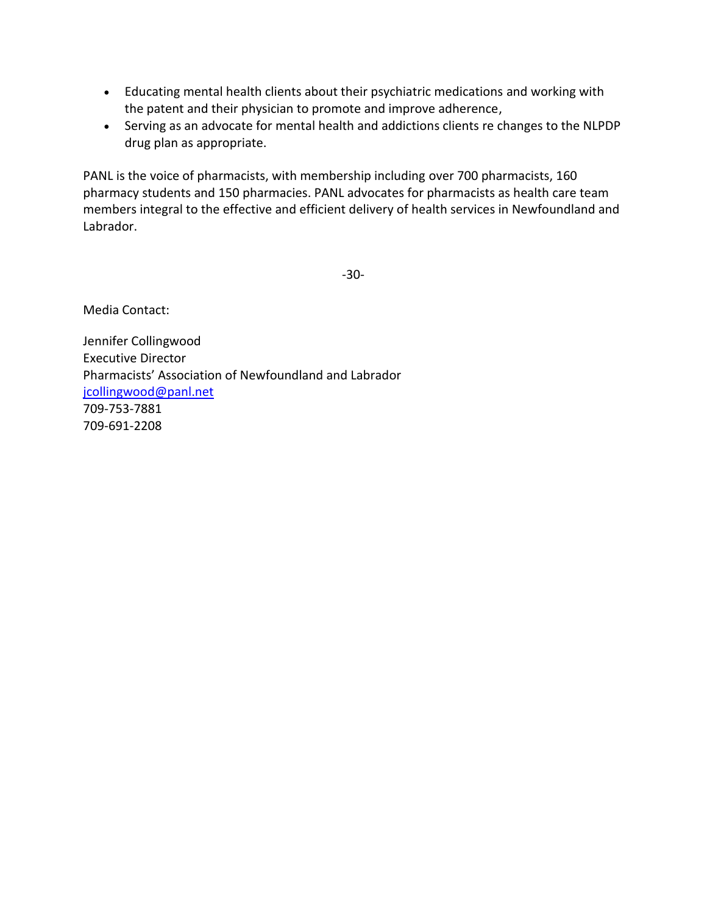- Educating mental health clients about their psychiatric medications and working with the patent and their physician to promote and improve adherence,
- Serving as an advocate for mental health and addictions clients re changes to the NLPDP drug plan as appropriate.

PANL is the voice of pharmacists, with membership including over 700 pharmacists, 160 pharmacy students and 150 pharmacies. PANL advocates for pharmacists as health care team members integral to the effective and efficient delivery of health services in Newfoundland and Labrador.

-30-

Media Contact:

Jennifer Collingwood
Executive Director
Pharmacists' Association of Newfoundland and Labrador
jcollingwood@panl.net
709-753-7881
709-691-2208